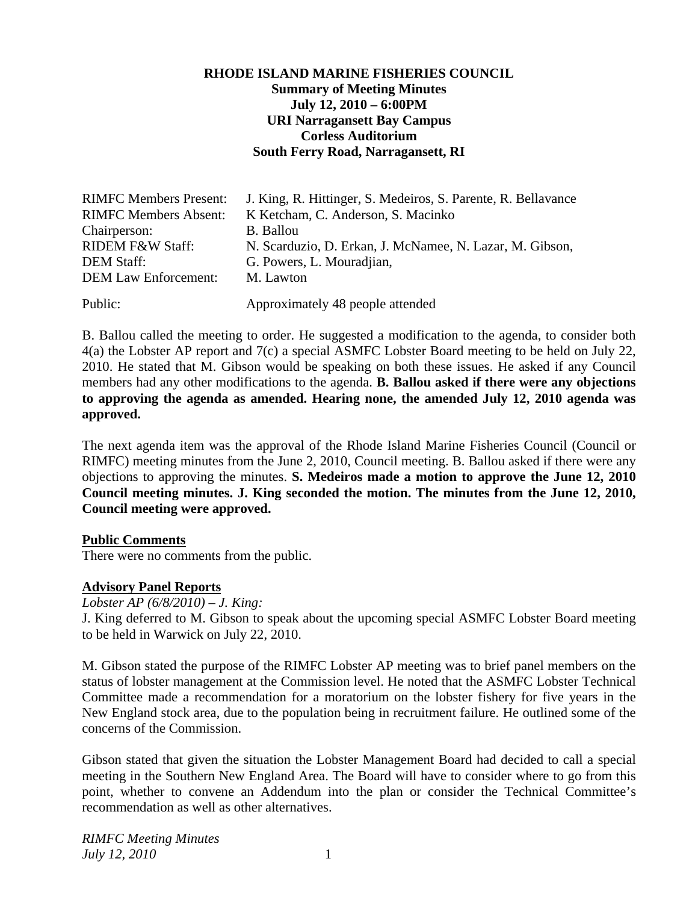**RHODE ISLAND MARINE FISHERIES COUNCIL**
**Summary of Meeting Minutes**
**July 12, 2010 – 6:00PM**
**URI Narragansett Bay Campus**
**Corless Auditorium**
**South Ferry Road, Narragansett, RI**

| | |
|---|---|
| RIMFC Members Present: | J. King, R. Hittinger, S. Medeiros, S. Parente, R. Bellavance |
| RIMFC Members Absent: | K Ketcham, C. Anderson, S. Macinko |
| Chairperson: | B. Ballou |
| RIDEM F&W Staff: | N. Scarduzio, D. Erkan, J. McNamee, N. Lazar, M. Gibson, |
| DEM Staff: | G. Powers, L. Mouradjian, |
| DEM Law Enforcement: | M. Lawton |
| Public: | Approximately 48 people attended |

B. Ballou called the meeting to order. He suggested a modification to the agenda, to consider both 4(a) the Lobster AP report and 7(c) a special ASMFC Lobster Board meeting to be held on July 22, 2010. He stated that M. Gibson would be speaking on both these issues. He asked if any Council members had any other modifications to the agenda. **B. Ballou asked if there were any objections to approving the agenda as amended. Hearing none, the amended July 12, 2010 agenda was approved.**

The next agenda item was the approval of the Rhode Island Marine Fisheries Council (Council or RIMFC) meeting minutes from the June 2, 2010, Council meeting. B. Ballou asked if there were any objections to approving the minutes. **S. Medeiros made a motion to approve the June 12, 2010 Council meeting minutes. J. King seconded the motion. The minutes from the June 12, 2010, Council meeting were approved.**

**Public Comments**

There were no comments from the public.

**Advisory Panel Reports**

*Lobster AP (6/8/2010) – J. King:*

J. King deferred to M. Gibson to speak about the upcoming special ASMFC Lobster Board meeting to be held in Warwick on July 22, 2010.

M. Gibson stated the purpose of the RIMFC Lobster AP meeting was to brief panel members on the status of lobster management at the Commission level. He noted that the ASMFC Lobster Technical Committee made a recommendation for a moratorium on the lobster fishery for five years in the New England stock area, due to the population being in recruitment failure. He outlined some of the concerns of the Commission.

Gibson stated that given the situation the Lobster Management Board had decided to call a special meeting in the Southern New England Area. The Board will have to consider where to go from this point, whether to convene an Addendum into the plan or consider the Technical Committee's recommendation as well as other alternatives.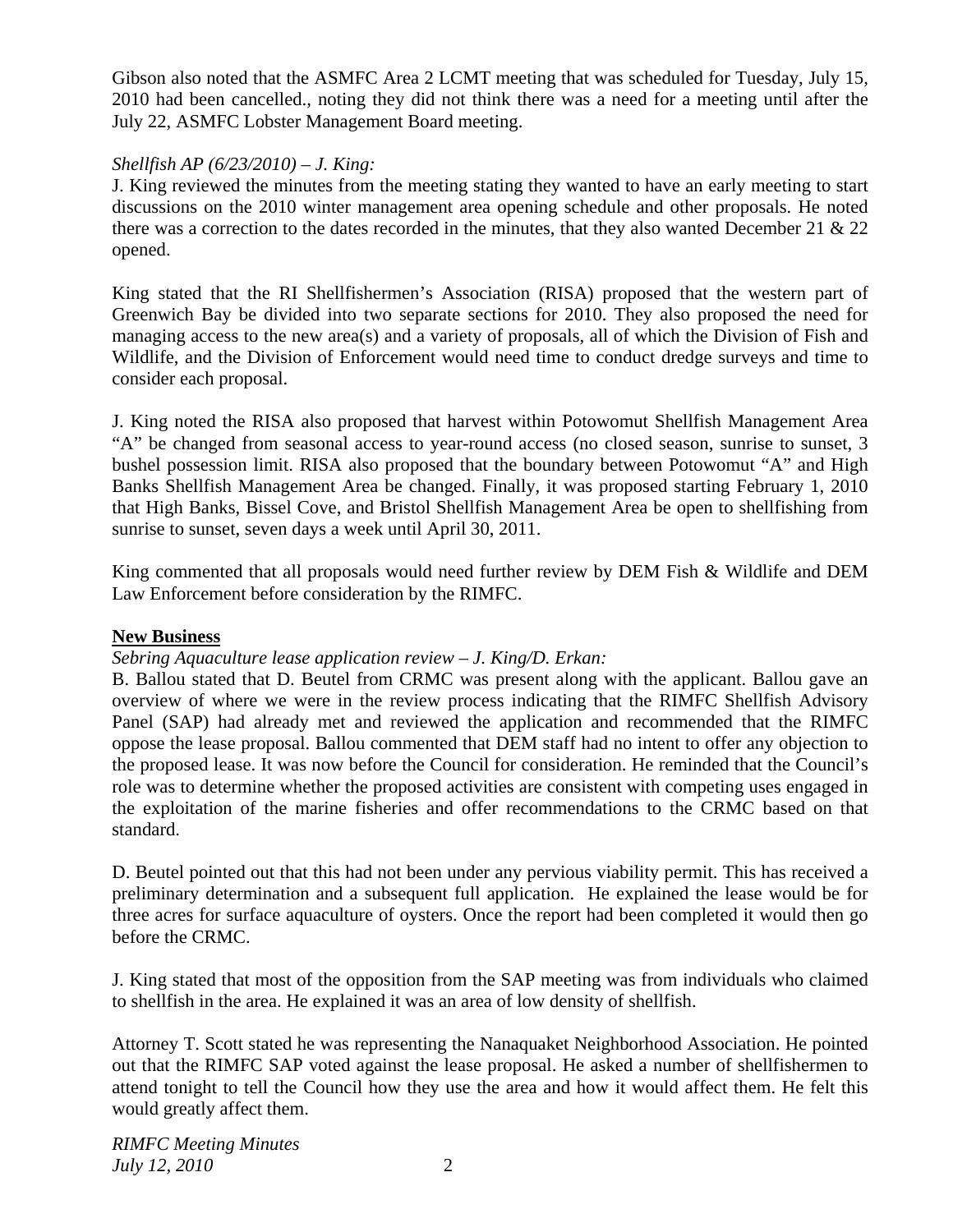Gibson also noted that the ASMFC Area 2 LCMT meeting that was scheduled for Tuesday, July 15, 2010 had been cancelled., noting they did not think there was a need for a meeting until after the July 22, ASMFC Lobster Management Board meeting.

*Shellfish AP (6/23/2010) – J. King:*

J. King reviewed the minutes from the meeting stating they wanted to have an early meeting to start discussions on the 2010 winter management area opening schedule and other proposals. He noted there was a correction to the dates recorded in the minutes, that they also wanted December 21 & 22 opened.

King stated that the RI Shellfishermen's Association (RISA) proposed that the western part of Greenwich Bay be divided into two separate sections for 2010. They also proposed the need for managing access to the new area(s) and a variety of proposals, all of which the Division of Fish and Wildlife, and the Division of Enforcement would need time to conduct dredge surveys and time to consider each proposal.

J. King noted the RISA also proposed that harvest within Potowomut Shellfish Management Area "A" be changed from seasonal access to year-round access (no closed season, sunrise to sunset, 3 bushel possession limit. RISA also proposed that the boundary between Potowomut "A" and High Banks Shellfish Management Area be changed. Finally, it was proposed starting February 1, 2010 that High Banks, Bissel Cove, and Bristol Shellfish Management Area be open to shellfishing from sunrise to sunset, seven days a week until April 30, 2011.

King commented that all proposals would need further review by DEM Fish & Wildlife and DEM Law Enforcement before consideration by the RIMFC.

## New Business

*Sebring Aquaculture lease application review – J. King/D. Erkan:*

B. Ballou stated that D. Beutel from CRMC was present along with the applicant. Ballou gave an overview of where we were in the review process indicating that the RIMFC Shellfish Advisory Panel (SAP) had already met and reviewed the application and recommended that the RIMFC oppose the lease proposal. Ballou commented that DEM staff had no intent to offer any objection to the proposed lease. It was now before the Council for consideration. He reminded that the Council's role was to determine whether the proposed activities are consistent with competing uses engaged in the exploitation of the marine fisheries and offer recommendations to the CRMC based on that standard.

D. Beutel pointed out that this had not been under any pervious viability permit. This has received a preliminary determination and a subsequent full application. He explained the lease would be for three acres for surface aquaculture of oysters. Once the report had been completed it would then go before the CRMC.

J. King stated that most of the opposition from the SAP meeting was from individuals who claimed to shellfish in the area. He explained it was an area of low density of shellfish.

Attorney T. Scott stated he was representing the Nanaquaket Neighborhood Association. He pointed out that the RIMFC SAP voted against the lease proposal. He asked a number of shellfishermen to attend tonight to tell the Council how they use the area and how it would affect them. He felt this would greatly affect them.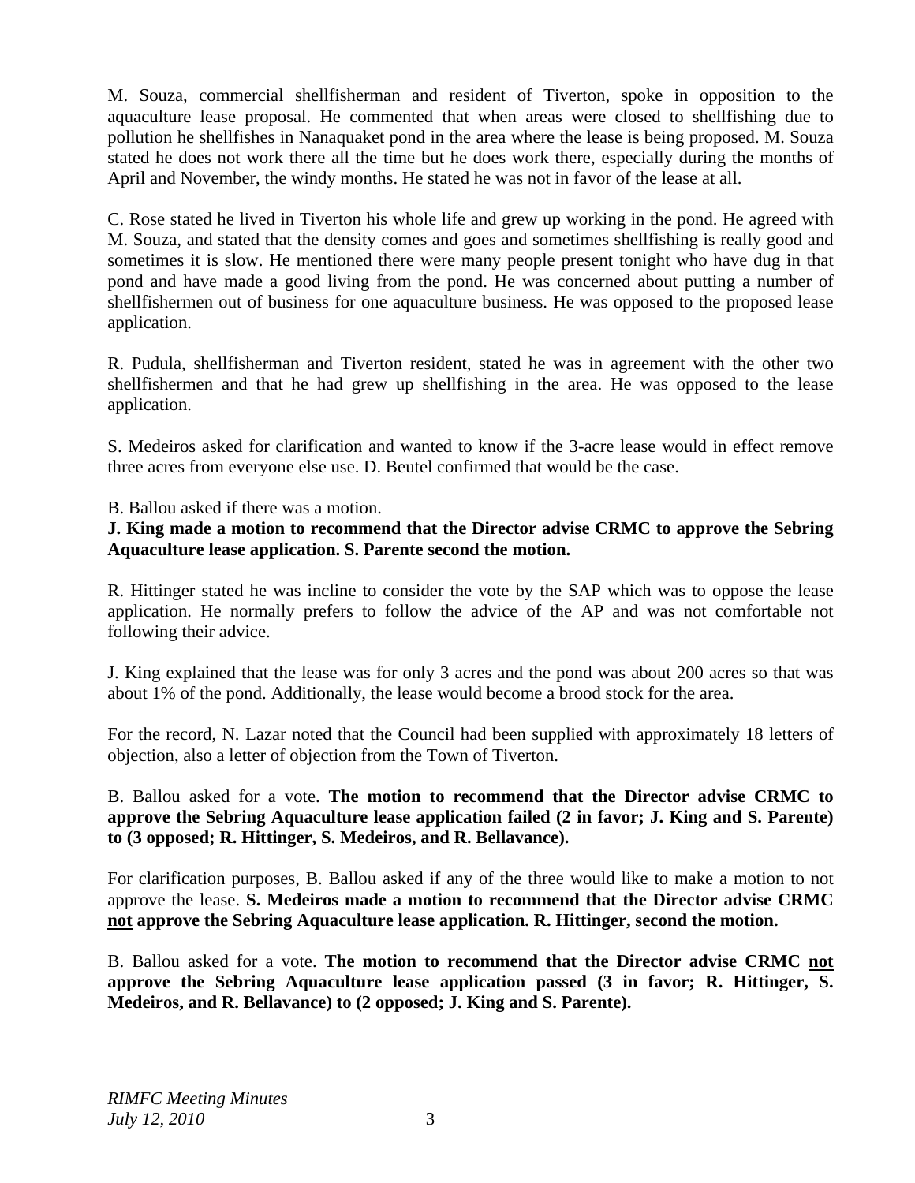M. Souza, commercial shellfisherman and resident of Tiverton, spoke in opposition to the aquaculture lease proposal. He commented that when areas were closed to shellfishing due to pollution he shellfishes in Nanaquaket pond in the area where the lease is being proposed. M. Souza stated he does not work there all the time but he does work there, especially during the months of April and November, the windy months. He stated he was not in favor of the lease at all.

C. Rose stated he lived in Tiverton his whole life and grew up working in the pond. He agreed with M. Souza, and stated that the density comes and goes and sometimes shellfishing is really good and sometimes it is slow. He mentioned there were many people present tonight who have dug in that pond and have made a good living from the pond. He was concerned about putting a number of shellfishermen out of business for one aquaculture business. He was opposed to the proposed lease application.

R. Pudula, shellfisherman and Tiverton resident, stated he was in agreement with the other two shellfishermen and that he had grew up shellfishing in the area. He was opposed to the lease application.

S. Medeiros asked for clarification and wanted to know if the 3-acre lease would in effect remove three acres from everyone else use. D. Beutel confirmed that would be the case.

B. Ballou asked if there was a motion.

**J. King made a motion to recommend that the Director advise CRMC to approve the Sebring Aquaculture lease application. S. Parente second the motion.**

R. Hittinger stated he was incline to consider the vote by the SAP which was to oppose the lease application. He normally prefers to follow the advice of the AP and was not comfortable not following their advice.

J. King explained that the lease was for only 3 acres and the pond was about 200 acres so that was about 1% of the pond. Additionally, the lease would become a brood stock for the area.

For the record, N. Lazar noted that the Council had been supplied with approximately 18 letters of objection, also a letter of objection from the Town of Tiverton.

B. Ballou asked for a vote. **The motion to recommend that the Director advise CRMC to approve the Sebring Aquaculture lease application failed (2 in favor; J. King and S. Parente) to (3 opposed; R. Hittinger, S. Medeiros, and R. Bellavance).**

For clarification purposes, B. Ballou asked if any of the three would like to make a motion to not approve the lease. **S. Medeiros made a motion to recommend that the Director advise CRMC <u>not</u> approve the Sebring Aquaculture lease application. R. Hittinger, second the motion.**

B. Ballou asked for a vote. **The motion to recommend that the Director advise CRMC <u>not</u> approve the Sebring Aquaculture lease application passed (3 in favor; R. Hittinger, S. Medeiros, and R. Bellavance) to (2 opposed; J. King and S. Parente).**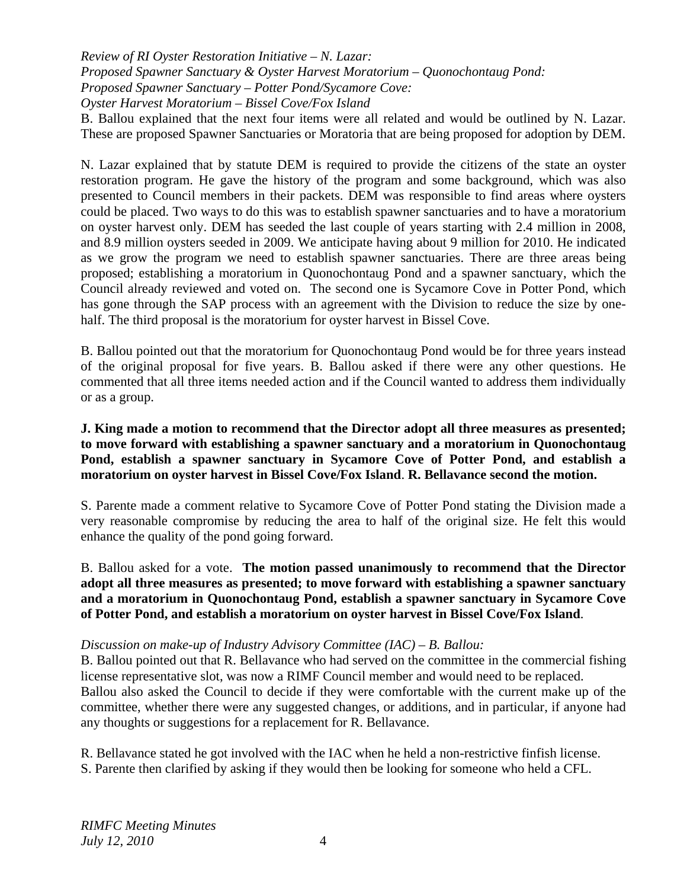*Review of RI Oyster Restoration Initiative – N. Lazar:*
*Proposed Spawner Sanctuary & Oyster Harvest Moratorium – Quonochontaug Pond:*
*Proposed Spawner Sanctuary – Potter Pond/Sycamore Cove:*
*Oyster Harvest Moratorium – Bissel Cove/Fox Island*

B. Ballou explained that the next four items were all related and would be outlined by N. Lazar. These are proposed Spawner Sanctuaries or Moratoria that are being proposed for adoption by DEM.

N. Lazar explained that by statute DEM is required to provide the citizens of the state an oyster restoration program. He gave the history of the program and some background, which was also presented to Council members in their packets. DEM was responsible to find areas where oysters could be placed. Two ways to do this was to establish spawner sanctuaries and to have a moratorium on oyster harvest only. DEM has seeded the last couple of years starting with 2.4 million in 2008, and 8.9 million oysters seeded in 2009. We anticipate having about 9 million for 2010. He indicated as we grow the program we need to establish spawner sanctuaries. There are three areas being proposed; establishing a moratorium in Quonochontaug Pond and a spawner sanctuary, which the Council already reviewed and voted on. The second one is Sycamore Cove in Potter Pond, which has gone through the SAP process with an agreement with the Division to reduce the size by one-half. The third proposal is the moratorium for oyster harvest in Bissel Cove.

B. Ballou pointed out that the moratorium for Quonochontaug Pond would be for three years instead of the original proposal for five years. B. Ballou asked if there were any other questions. He commented that all three items needed action and if the Council wanted to address them individually or as a group.

**J. King made a motion to recommend that the Director adopt all three measures as presented; to move forward with establishing a spawner sanctuary and a moratorium in Quonochontaug Pond, establish a spawner sanctuary in Sycamore Cove of Potter Pond, and establish a moratorium on oyster harvest in Bissel Cove/Fox Island**. **R. Bellavance second the motion.**

S. Parente made a comment relative to Sycamore Cove of Potter Pond stating the Division made a very reasonable compromise by reducing the area to half of the original size. He felt this would enhance the quality of the pond going forward.

B. Ballou asked for a vote. **The motion passed unanimously to recommend that the Director adopt all three measures as presented; to move forward with establishing a spawner sanctuary and a moratorium in Quonochontaug Pond, establish a spawner sanctuary in Sycamore Cove of Potter Pond, and establish a moratorium on oyster harvest in Bissel Cove/Fox Island**.

*Discussion on make-up of Industry Advisory Committee (IAC) – B. Ballou:*

B. Ballou pointed out that R. Bellavance who had served on the committee in the commercial fishing license representative slot, was now a RIMF Council member and would need to be replaced. Ballou also asked the Council to decide if they were comfortable with the current make up of the committee, whether there were any suggested changes, or additions, and in particular, if anyone had any thoughts or suggestions for a replacement for R. Bellavance.

R. Bellavance stated he got involved with the IAC when he held a non-restrictive finfish license.
S. Parente then clarified by asking if they would then be looking for someone who held a CFL.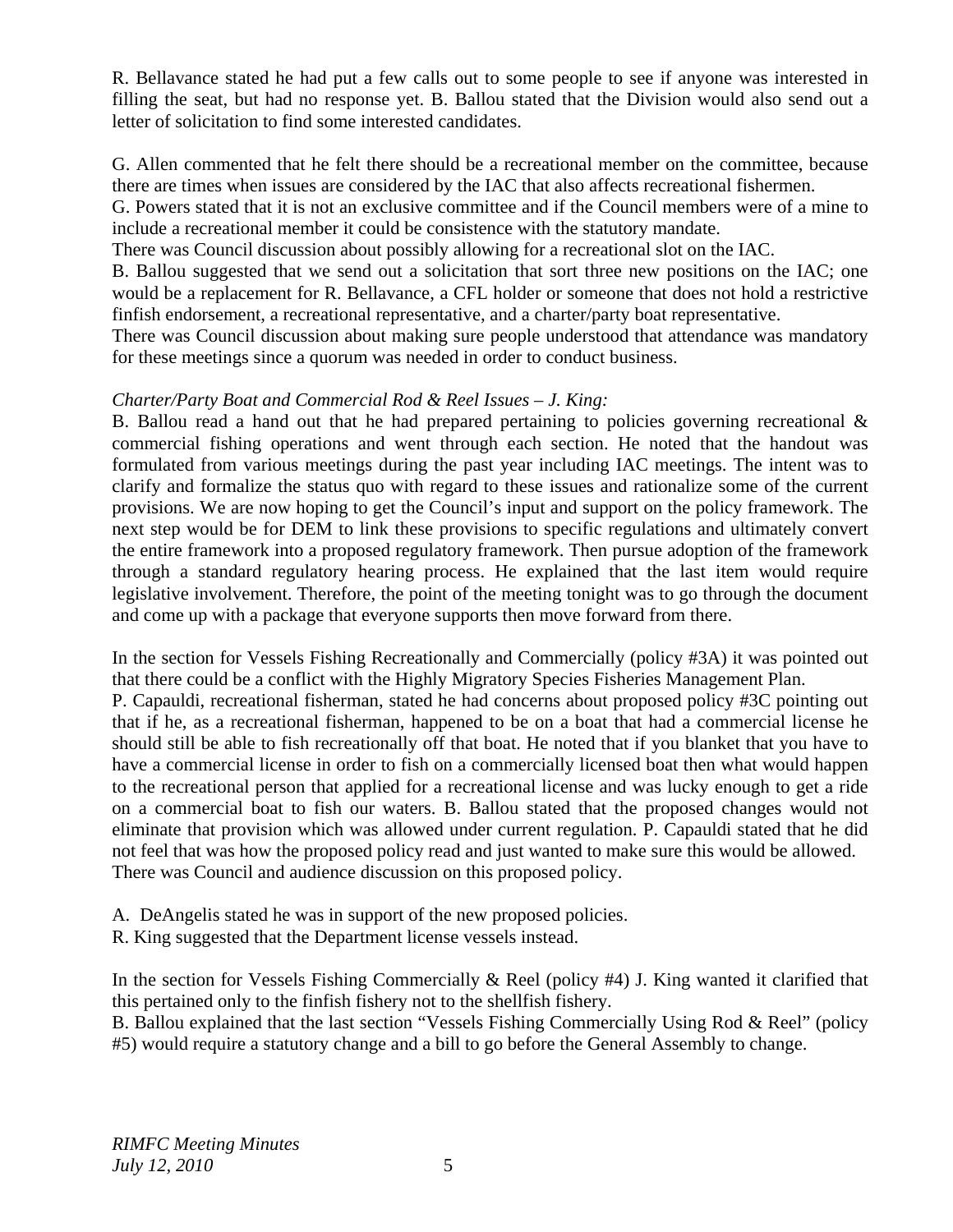R. Bellavance stated he had put a few calls out to some people to see if anyone was interested in filling the seat, but had no response yet. B. Ballou stated that the Division would also send out a letter of solicitation to find some interested candidates.

G. Allen commented that he felt there should be a recreational member on the committee, because there are times when issues are considered by the IAC that also affects recreational fishermen.
G. Powers stated that it is not an exclusive committee and if the Council members were of a mine to include a recreational member it could be consistence with the statutory mandate.
There was Council discussion about possibly allowing for a recreational slot on the IAC.
B. Ballou suggested that we send out a solicitation that sort three new positions on the IAC; one would be a replacement for R. Bellavance, a CFL holder or someone that does not hold a restrictive finfish endorsement, a recreational representative, and a charter/party boat representative.
There was Council discussion about making sure people understood that attendance was mandatory for these meetings since a quorum was needed in order to conduct business.

*Charter/Party Boat and Commercial Rod & Reel Issues – J. King:*
B. Ballou read a hand out that he had prepared pertaining to policies governing recreational & commercial fishing operations and went through each section. He noted that the handout was formulated from various meetings during the past year including IAC meetings. The intent was to clarify and formalize the status quo with regard to these issues and rationalize some of the current provisions. We are now hoping to get the Council's input and support on the policy framework. The next step would be for DEM to link these provisions to specific regulations and ultimately convert the entire framework into a proposed regulatory framework. Then pursue adoption of the framework through a standard regulatory hearing process. He explained that the last item would require legislative involvement. Therefore, the point of the meeting tonight was to go through the document and come up with a package that everyone supports then move forward from there.

In the section for Vessels Fishing Recreationally and Commercially (policy #3A) it was pointed out that there could be a conflict with the Highly Migratory Species Fisheries Management Plan.
P. Capauldi, recreational fisherman, stated he had concerns about proposed policy #3C pointing out that if he, as a recreational fisherman, happened to be on a boat that had a commercial license he should still be able to fish recreationally off that boat. He noted that if you blanket that you have to have a commercial license in order to fish on a commercially licensed boat then what would happen to the recreational person that applied for a recreational license and was lucky enough to get a ride on a commercial boat to fish our waters. B. Ballou stated that the proposed changes would not eliminate that provision which was allowed under current regulation. P. Capauldi stated that he did not feel that was how the proposed policy read and just wanted to make sure this would be allowed.
There was Council and audience discussion on this proposed policy.

A. DeAngelis stated he was in support of the new proposed policies.
R. King suggested that the Department license vessels instead.

In the section for Vessels Fishing Commercially & Reel (policy #4) J. King wanted it clarified that this pertained only to the finfish fishery not to the shellfish fishery.
B. Ballou explained that the last section "Vessels Fishing Commercially Using Rod & Reel" (policy #5) would require a statutory change and a bill to go before the General Assembly to change.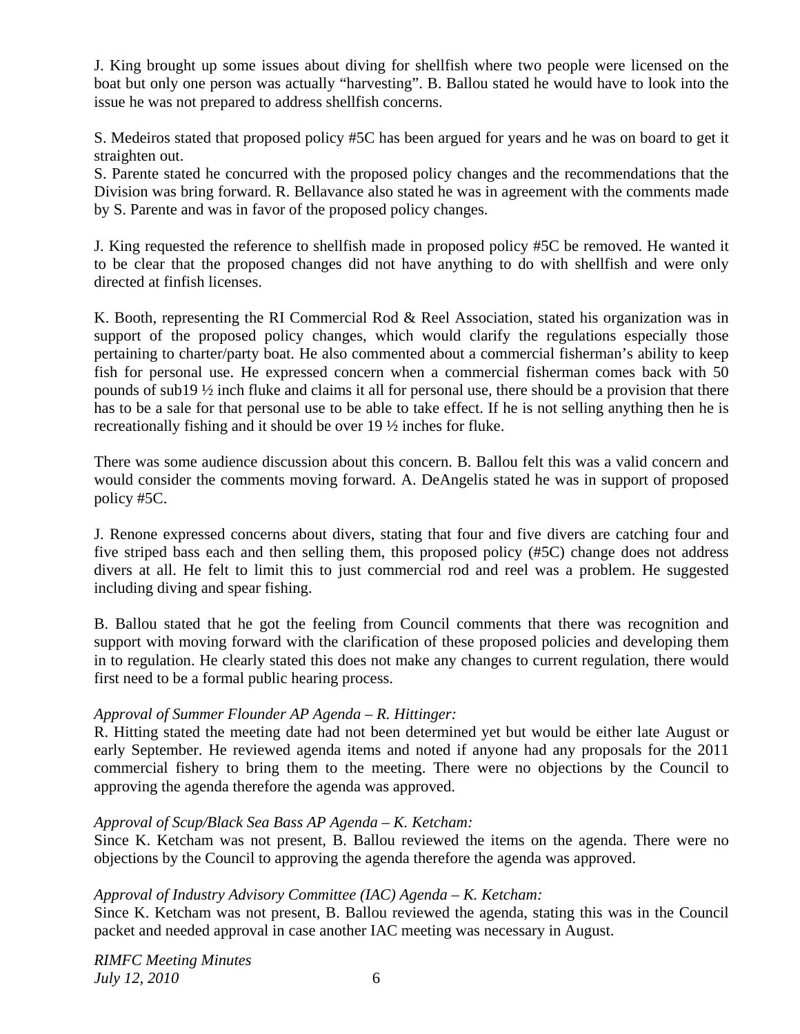J. King brought up some issues about diving for shellfish where two people were licensed on the boat but only one person was actually "harvesting". B. Ballou stated he would have to look into the issue he was not prepared to address shellfish concerns.

S. Medeiros stated that proposed policy #5C has been argued for years and he was on board to get it straighten out.
S. Parente stated he concurred with the proposed policy changes and the recommendations that the Division was bring forward. R. Bellavance also stated he was in agreement with the comments made by S. Parente and was in favor of the proposed policy changes.

J. King requested the reference to shellfish made in proposed policy #5C be removed. He wanted it to be clear that the proposed changes did not have anything to do with shellfish and were only directed at finfish licenses.

K. Booth, representing the RI Commercial Rod & Reel Association, stated his organization was in support of the proposed policy changes, which would clarify the regulations especially those pertaining to charter/party boat. He also commented about a commercial fisherman's ability to keep fish for personal use. He expressed concern when a commercial fisherman comes back with 50 pounds of sub19 ½ inch fluke and claims it all for personal use, there should be a provision that there has to be a sale for that personal use to be able to take effect. If he is not selling anything then he is recreationally fishing and it should be over 19 ½ inches for fluke.

There was some audience discussion about this concern. B. Ballou felt this was a valid concern and would consider the comments moving forward. A. DeAngelis stated he was in support of proposed policy #5C.

J. Renone expressed concerns about divers, stating that four and five divers are catching four and five striped bass each and then selling them, this proposed policy (#5C) change does not address divers at all. He felt to limit this to just commercial rod and reel was a problem. He suggested including diving and spear fishing.

B. Ballou stated that he got the feeling from Council comments that there was recognition and support with moving forward with the clarification of these proposed policies and developing them in to regulation. He clearly stated this does not make any changes to current regulation, there would first need to be a formal public hearing process.

*Approval of Summer Flounder AP Agenda – R. Hittinger:*
R. Hitting stated the meeting date had not been determined yet but would be either late August or early September. He reviewed agenda items and noted if anyone had any proposals for the 2011 commercial fishery to bring them to the meeting. There were no objections by the Council to approving the agenda therefore the agenda was approved.

*Approval of Scup/Black Sea Bass AP Agenda – K. Ketcham:*
Since K. Ketcham was not present, B. Ballou reviewed the items on the agenda. There were no objections by the Council to approving the agenda therefore the agenda was approved.

*Approval of Industry Advisory Committee (IAC) Agenda – K. Ketcham:*
Since K. Ketcham was not present, B. Ballou reviewed the agenda, stating this was in the Council packet and needed approval in case another IAC meeting was necessary in August.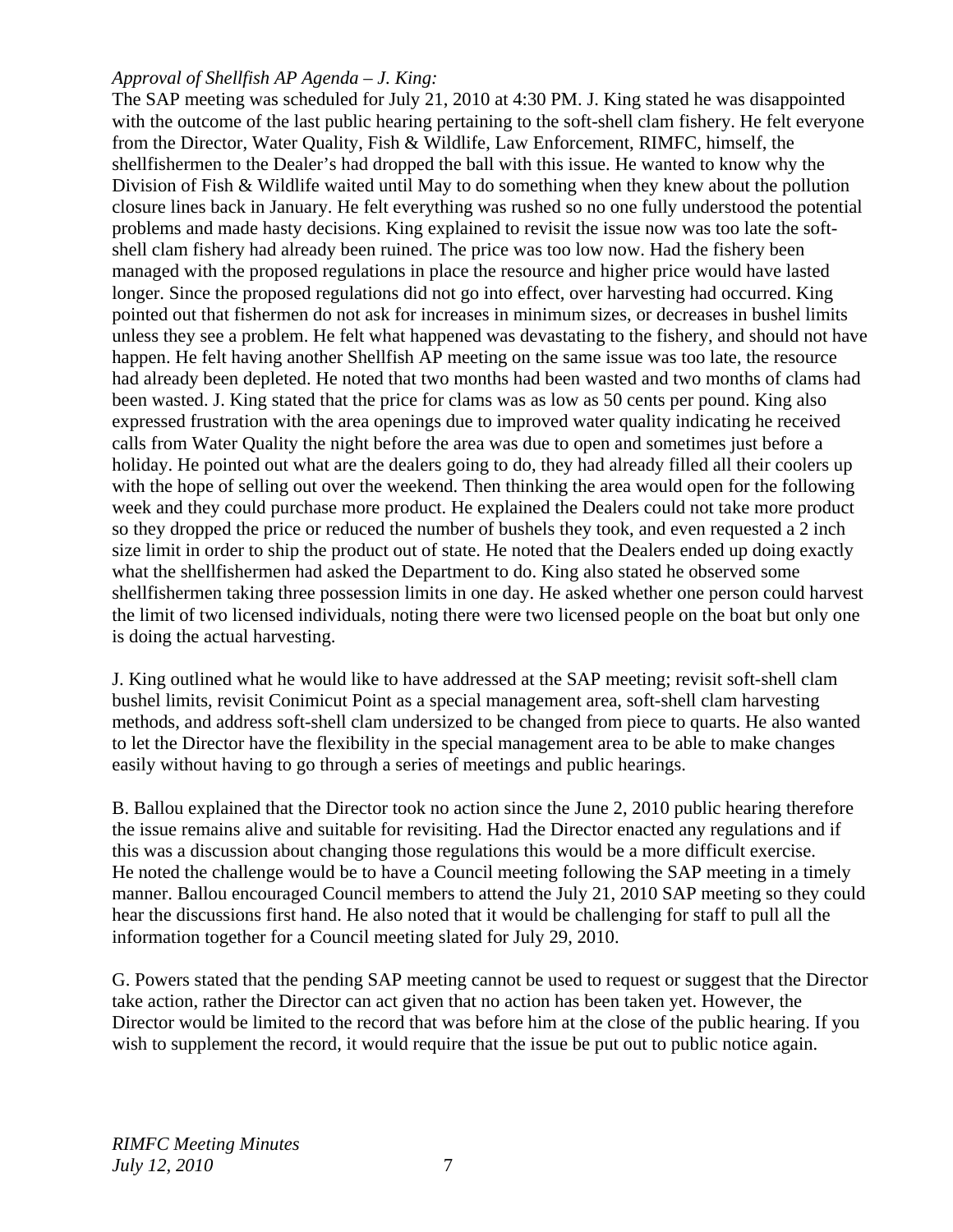*Approval of Shellfish AP Agenda – J. King:*

The SAP meeting was scheduled for July 21, 2010 at 4:30 PM. J. King stated he was disappointed with the outcome of the last public hearing pertaining to the soft-shell clam fishery. He felt everyone from the Director, Water Quality, Fish & Wildlife, Law Enforcement, RIMFC, himself, the shellfishermen to the Dealer's had dropped the ball with this issue. He wanted to know why the Division of Fish & Wildlife waited until May to do something when they knew about the pollution closure lines back in January. He felt everything was rushed so no one fully understood the potential problems and made hasty decisions. King explained to revisit the issue now was too late the soft-shell clam fishery had already been ruined. The price was too low now. Had the fishery been managed with the proposed regulations in place the resource and higher price would have lasted longer. Since the proposed regulations did not go into effect, over harvesting had occurred. King pointed out that fishermen do not ask for increases in minimum sizes, or decreases in bushel limits unless they see a problem. He felt what happened was devastating to the fishery, and should not have happen. He felt having another Shellfish AP meeting on the same issue was too late, the resource had already been depleted. He noted that two months had been wasted and two months of clams had been wasted. J. King stated that the price for clams was as low as 50 cents per pound. King also expressed frustration with the area openings due to improved water quality indicating he received calls from Water Quality the night before the area was due to open and sometimes just before a holiday. He pointed out what are the dealers going to do, they had already filled all their coolers up with the hope of selling out over the weekend. Then thinking the area would open for the following week and they could purchase more product. He explained the Dealers could not take more product so they dropped the price or reduced the number of bushels they took, and even requested a 2 inch size limit in order to ship the product out of state. He noted that the Dealers ended up doing exactly what the shellfishermen had asked the Department to do. King also stated he observed some shellfishermen taking three possession limits in one day. He asked whether one person could harvest the limit of two licensed individuals, noting there were two licensed people on the boat but only one is doing the actual harvesting.

J. King outlined what he would like to have addressed at the SAP meeting; revisit soft-shell clam bushel limits, revisit Conimicut Point as a special management area, soft-shell clam harvesting methods, and address soft-shell clam undersized to be changed from piece to quarts. He also wanted to let the Director have the flexibility in the special management area to be able to make changes easily without having to go through a series of meetings and public hearings.

B. Ballou explained that the Director took no action since the June 2, 2010 public hearing therefore the issue remains alive and suitable for revisiting. Had the Director enacted any regulations and if this was a discussion about changing those regulations this would be a more difficult exercise. He noted the challenge would be to have a Council meeting following the SAP meeting in a timely manner. Ballou encouraged Council members to attend the July 21, 2010 SAP meeting so they could hear the discussions first hand. He also noted that it would be challenging for staff to pull all the information together for a Council meeting slated for July 29, 2010.

G. Powers stated that the pending SAP meeting cannot be used to request or suggest that the Director take action, rather the Director can act given that no action has been taken yet. However, the Director would be limited to the record that was before him at the close of the public hearing. If you wish to supplement the record, it would require that the issue be put out to public notice again.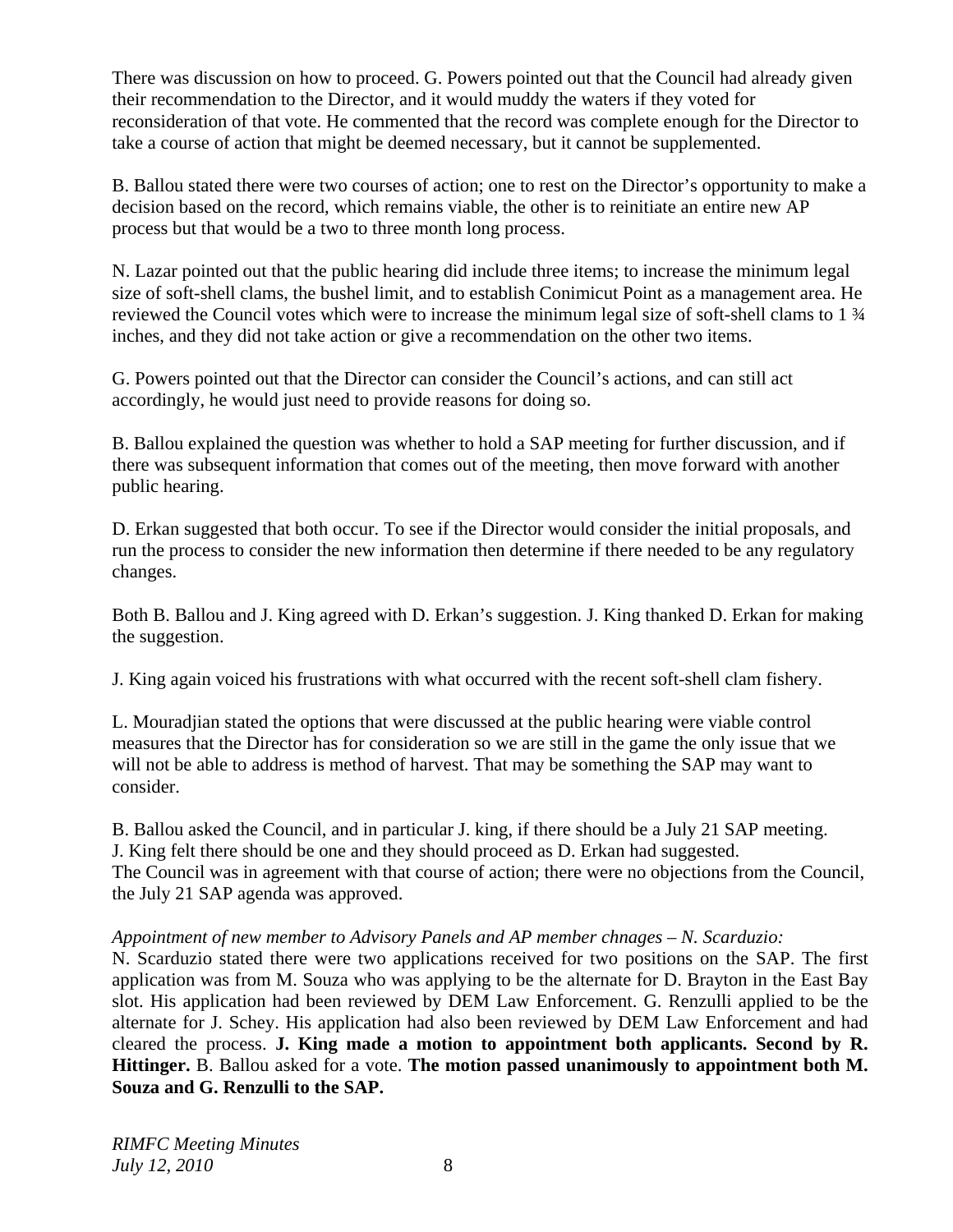There was discussion on how to proceed. G. Powers pointed out that the Council had already given their recommendation to the Director, and it would muddy the waters if they voted for reconsideration of that vote. He commented that the record was complete enough for the Director to take a course of action that might be deemed necessary, but it cannot be supplemented.

B. Ballou stated there were two courses of action; one to rest on the Director's opportunity to make a decision based on the record, which remains viable, the other is to reinitiate an entire new AP process but that would be a two to three month long process.

N. Lazar pointed out that the public hearing did include three items; to increase the minimum legal size of soft-shell clams, the bushel limit, and to establish Conimicut Point as a management area. He reviewed the Council votes which were to increase the minimum legal size of soft-shell clams to 1 ¾ inches, and they did not take action or give a recommendation on the other two items.

G. Powers pointed out that the Director can consider the Council's actions, and can still act accordingly, he would just need to provide reasons for doing so.

B. Ballou explained the question was whether to hold a SAP meeting for further discussion, and if there was subsequent information that comes out of the meeting, then move forward with another public hearing.

D. Erkan suggested that both occur. To see if the Director would consider the initial proposals, and run the process to consider the new information then determine if there needed to be any regulatory changes.

Both B. Ballou and J. King agreed with D. Erkan's suggestion. J. King thanked D. Erkan for making the suggestion.

J. King again voiced his frustrations with what occurred with the recent soft-shell clam fishery.

L. Mouradjian stated the options that were discussed at the public hearing were viable control measures that the Director has for consideration so we are still in the game the only issue that we will not be able to address is method of harvest. That may be something the SAP may want to consider.

B. Ballou asked the Council, and in particular J. king, if there should be a July 21 SAP meeting. J. King felt there should be one and they should proceed as D. Erkan had suggested. The Council was in agreement with that course of action; there were no objections from the Council, the July 21 SAP agenda was approved.

*Appointment of new member to Advisory Panels and AP member chnages – N. Scarduzio:*
N. Scarduzio stated there were two applications received for two positions on the SAP. The first application was from M. Souza who was applying to be the alternate for D. Brayton in the East Bay slot. His application had been reviewed by DEM Law Enforcement. G. Renzulli applied to be the alternate for J. Schey. His application had also been reviewed by DEM Law Enforcement and had cleared the process. **J. King made a motion to appointment both applicants. Second by R. Hittinger.** B. Ballou asked for a vote. **The motion passed unanimously to appointment both M. Souza and G. Renzulli to the SAP.**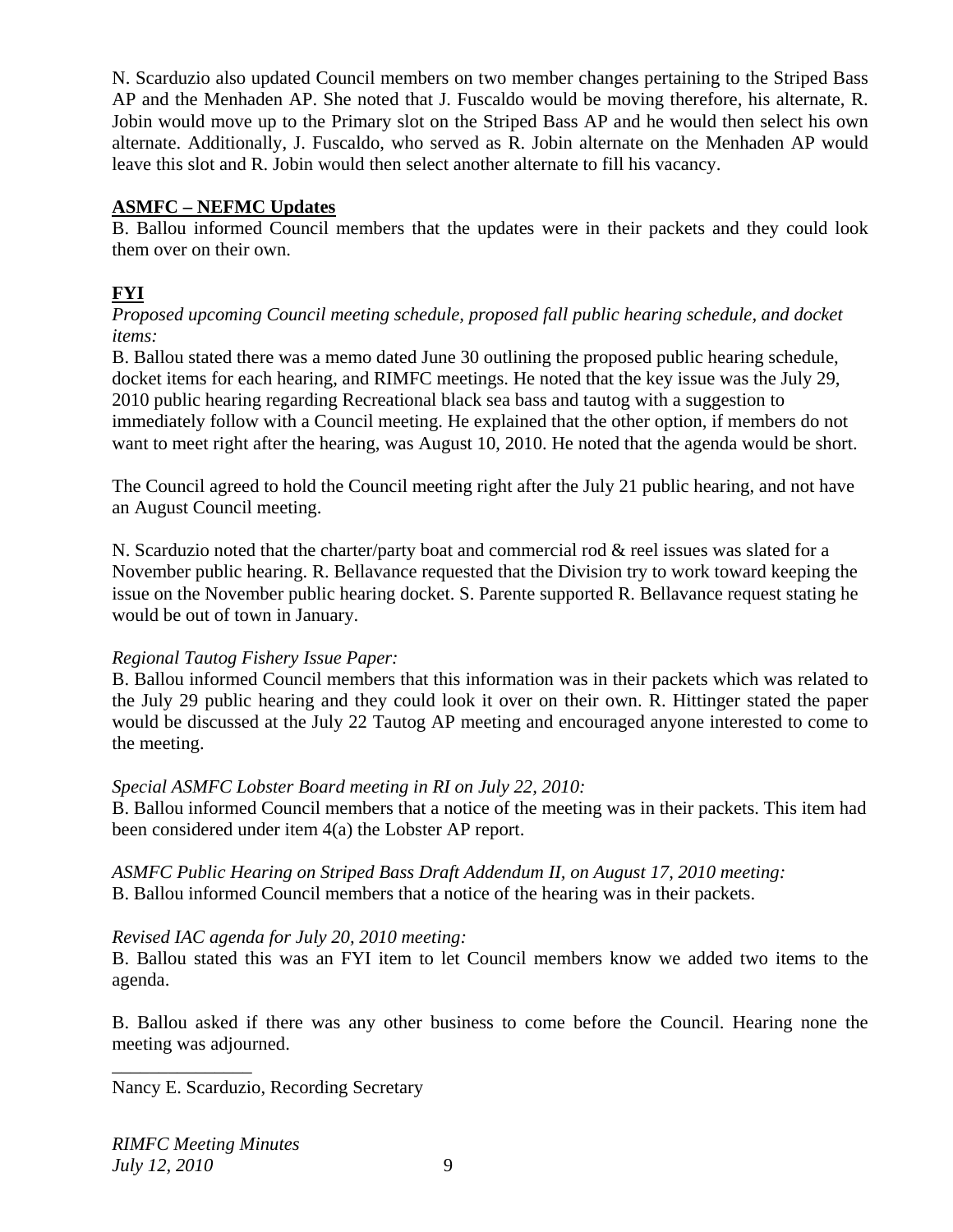N. Scarduzio also updated Council members on two member changes pertaining to the Striped Bass AP and the Menhaden AP. She noted that J. Fuscaldo would be moving therefore, his alternate, R. Jobin would move up to the Primary slot on the Striped Bass AP and he would then select his own alternate. Additionally, J. Fuscaldo, who served as R. Jobin alternate on the Menhaden AP would leave this slot and R. Jobin would then select another alternate to fill his vacancy.

## ASMFC – NEFMC Updates

B. Ballou informed Council members that the updates were in their packets and they could look them over on their own.

## FYI

*Proposed upcoming Council meeting schedule, proposed fall public hearing schedule, and docket items:*

B. Ballou stated there was a memo dated June 30 outlining the proposed public hearing schedule, docket items for each hearing, and RIMFC meetings. He noted that the key issue was the July 29, 2010 public hearing regarding Recreational black sea bass and tautog with a suggestion to immediately follow with a Council meeting. He explained that the other option, if members do not want to meet right after the hearing, was August 10, 2010. He noted that the agenda would be short.

The Council agreed to hold the Council meeting right after the July 21 public hearing, and not have an August Council meeting.

N. Scarduzio noted that the charter/party boat and commercial rod & reel issues was slated for a November public hearing. R. Bellavance requested that the Division try to work toward keeping the issue on the November public hearing docket. S. Parente supported R. Bellavance request stating he would be out of town in January.

*Regional Tautog Fishery Issue Paper:*

B. Ballou informed Council members that this information was in their packets which was related to the July 29 public hearing and they could look it over on their own. R. Hittinger stated the paper would be discussed at the July 22 Tautog AP meeting and encouraged anyone interested to come to the meeting.

*Special ASMFC Lobster Board meeting in RI on July 22, 2010:*

B. Ballou informed Council members that a notice of the meeting was in their packets. This item had been considered under item 4(a) the Lobster AP report.

*ASMFC Public Hearing on Striped Bass Draft Addendum II, on August 17, 2010 meeting:*

B. Ballou informed Council members that a notice of the hearing was in their packets.

*Revised IAC agenda for July 20, 2010 meeting:*

B. Ballou stated this was an FYI item to let Council members know we added two items to the agenda.

B. Ballou asked if there was any other business to come before the Council. Hearing none the meeting was adjourned.

\_\_\_\_\_\_\_\_\_\_\_\_\_\_\_\_

Nancy E. Scarduzio, Recording Secretary